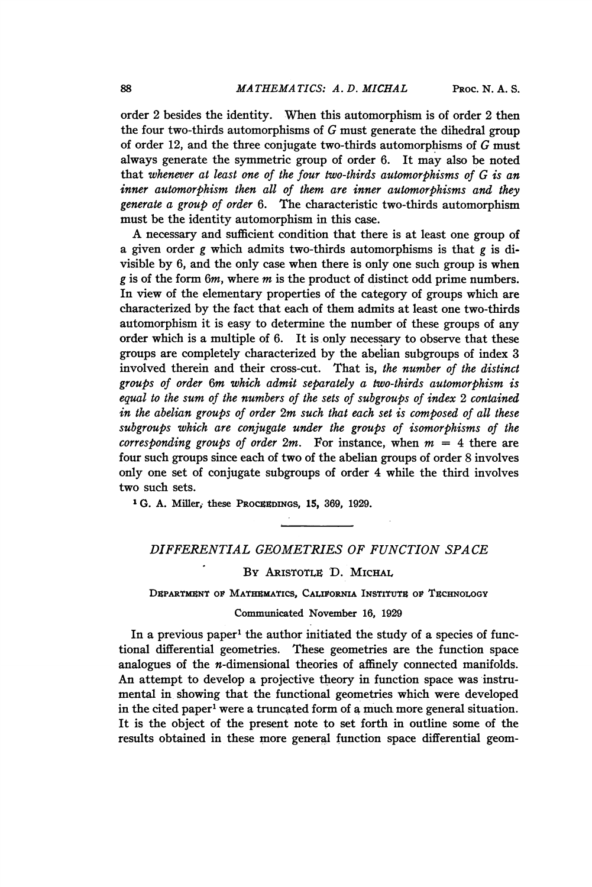order 2 besides the identity. When this automorphism is of order 2 then the four two-thirds automorphisms of $G$ must generate the dihedral group of order 12, and the three conjugate two-thirds automorphisms of $G$ must always generate the symmetric group of order 6. It may also be noted that *whenever at least one of the four two-thirds automorphisms of $G$ is an inner automorphism then all of them are inner automorphisms and they generate a group of order* 6. The characteristic two-thirds automorphism must be the identity automorphism in this case.

A necessary and sufficient condition that there is at least one group of a given order $g$ which admits two-thirds automorphisms is that $g$ is divisible by 6, and the only case when there is only one such group is when $g$ is of the form $6m$, where $m$ is the product of distinct odd prime numbers. In view of the elementary properties of the category of groups which are characterized by the fact that each of them admits at least one two-thirds automorphism it is easy to determine the number of these groups of any order which is a multiple of 6. It is only necessary to observe that these groups are completely characterized by the abelian subgroups of index 3 involved therein and their cross-cut. That is, *the number of the distinct groups of order $6m$ which admit separately a two-thirds automorphism is equal to the sum of the numbers of the sets of subgroups of index 2 contained in the abelian groups of order $2m$ such that each set is composed of all these subgroups which are conjugate under the groups of isomorphisms of the corresponding groups of order $2m$.* For instance, when $m = 4$ there are four such groups since each of two of the abelian groups of order 8 involves only one set of conjugate subgroups of order 4 while the third involves two such sets.

[1] G. A. Miller, these PROCEEDINGS, **15**, 369, 1929.

---

## DIFFERENTIAL GEOMETRIES OF FUNCTION SPACE

By Aristotle D. Michal

Department of Mathematics, California Institute of Technology

Communicated November 16, 1929

In a previous paper[1] the author initiated the study of a species of functional differential geometries. These geometries are the function space analogues of the $n$-dimensional theories of affinely connected manifolds. An attempt to develop a projective theory in function space was instrumental in showing that the functional geometries which were developed in the cited paper[1] were a truncated form of a much more general situation. It is the object of the present note to set forth in outline some of the results obtained in these more general function space differential geom-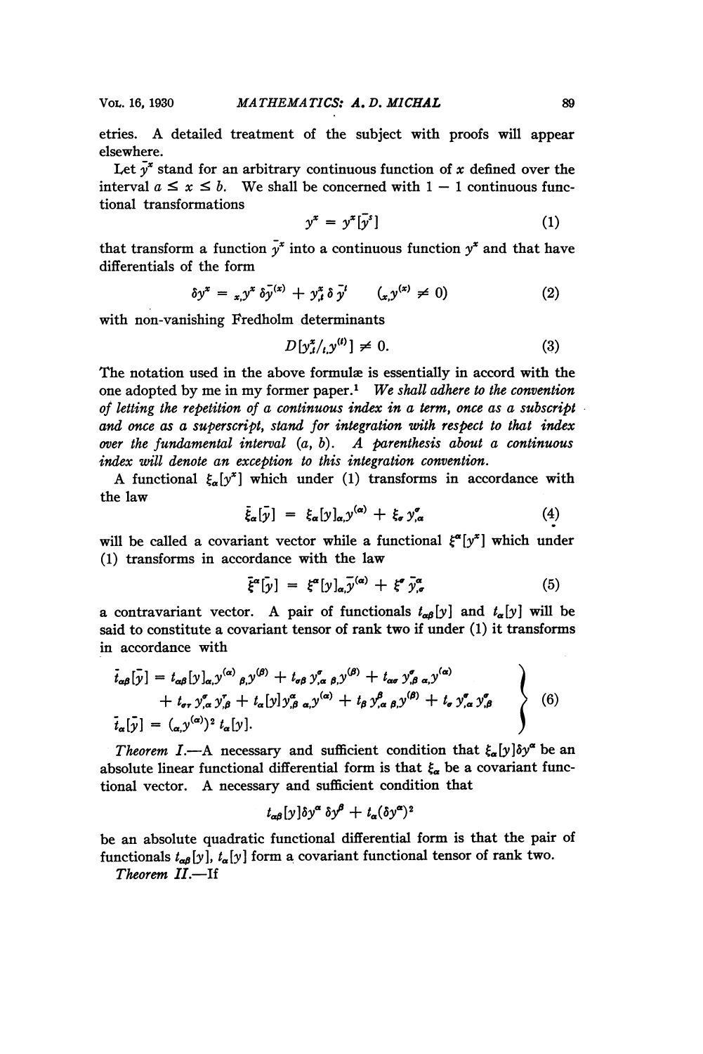etries. A detailed treatment of the subject with proofs will appear elsewhere.

Let $\bar{y}^x$ stand for an arbitrary continuous function of $x$ defined over the interval $a \leq x \leq b$. We shall be concerned with $1-1$ continuous functional transformations

$$y^x = y^x[\bar{y}^s] \tag{1}$$

that transform a function $\bar{y}^x$ into a continuous function $y^x$ and that have differentials of the form

$$\delta y^x = {}_{x,}y^x\,\delta\bar{y}^{(x)} + y^x_{,t}\,\delta\,\bar{y}^t \qquad ({}_{x,}y^{(x)} \neq 0) \tag{2}$$

with non-vanishing Fredholm determinants

$$D[y^x_{,t}/{}_{t,}y^{(t)}] \neq 0. \tag{3}$$

The notation used in the above formulæ is essentially in accord with the one adopted by me in my former paper.[1] *We shall adhere to the convention of letting the repetition of a continuous index in a term, once as a subscript and once as a superscript, stand for integration with respect to that index over the fundamental interval (a, b). A parenthesis about a continuous index will denote an exception to this integration convention.*

A functional $\xi_\alpha[y^x]$ which under (1) transforms in accordance with the law

$$\bar{\xi}_\alpha[\bar{y}] = \xi_\alpha[y]_{\alpha,}y^{(\alpha)} + \xi_\sigma\,y^\sigma_{,\alpha} \tag{4}$$

will be called a covariant vector while a functional $\xi^\alpha[y^x]$ which under (1) transforms in accordance with the law

$$\bar{\xi}^\alpha[\bar{y}] = \xi^\alpha[y]_{\alpha,}\bar{y}^{(\alpha)} + \xi^\sigma\,\bar{y}^\alpha_{,\sigma} \tag{5}$$

a contravariant vector. A pair of functionals $t_{\alpha\beta}[y]$ and $t_\alpha[y]$ will be said to constitute a covariant tensor of rank two if under (1) it transforms in accordance with

$$\left.\begin{aligned}
\bar{t}_{\alpha\beta}[\bar{y}] &= t_{\alpha\beta}[y]_{\alpha,}y^{(\alpha)}{}_{\beta,}y^{(\beta)} + t_{\sigma\beta}\,y^\sigma_{,\alpha}\,{}_{\beta,}y^{(\beta)} + t_{\alpha\sigma}\,y^\sigma_{,\beta}\,{}_{\alpha,}y^{(\alpha)} \\
&\quad + t_{\sigma\tau}\,y^\sigma_{,\alpha}\,y^\tau_{,\beta} + t_\alpha[y]\,y^\alpha_{,\beta}\,{}_{\alpha,}y^{(\alpha)} + t_\beta\,y^\beta_{,\alpha}\,{}_{\beta,}y^{(\beta)} + t_\sigma\,y^\sigma_{,\alpha}\,y^\sigma_{,\beta} \\
\bar{t}_\alpha[\bar{y}] &= ({}_{\alpha,}y^{(\alpha)})^2\,t_\alpha[y].
\end{aligned}\right\} \tag{6}$$

*Theorem I.*—A necessary and sufficient condition that $\xi_\alpha[y]\delta y^\alpha$ be an absolute linear functional differential form is that $\xi_\alpha$ be a covariant functional vector. A necessary and sufficient condition that

$$t_{\alpha\beta}[y]\delta y^\alpha\,\delta y^\beta + t_\alpha(\delta y^\alpha)^2$$

be an absolute quadratic functional differential form is that the pair of functionals $t_{\alpha\beta}[y]$, $t_\alpha[y]$ form a covariant functional tensor of rank two.

*Theorem II.*—If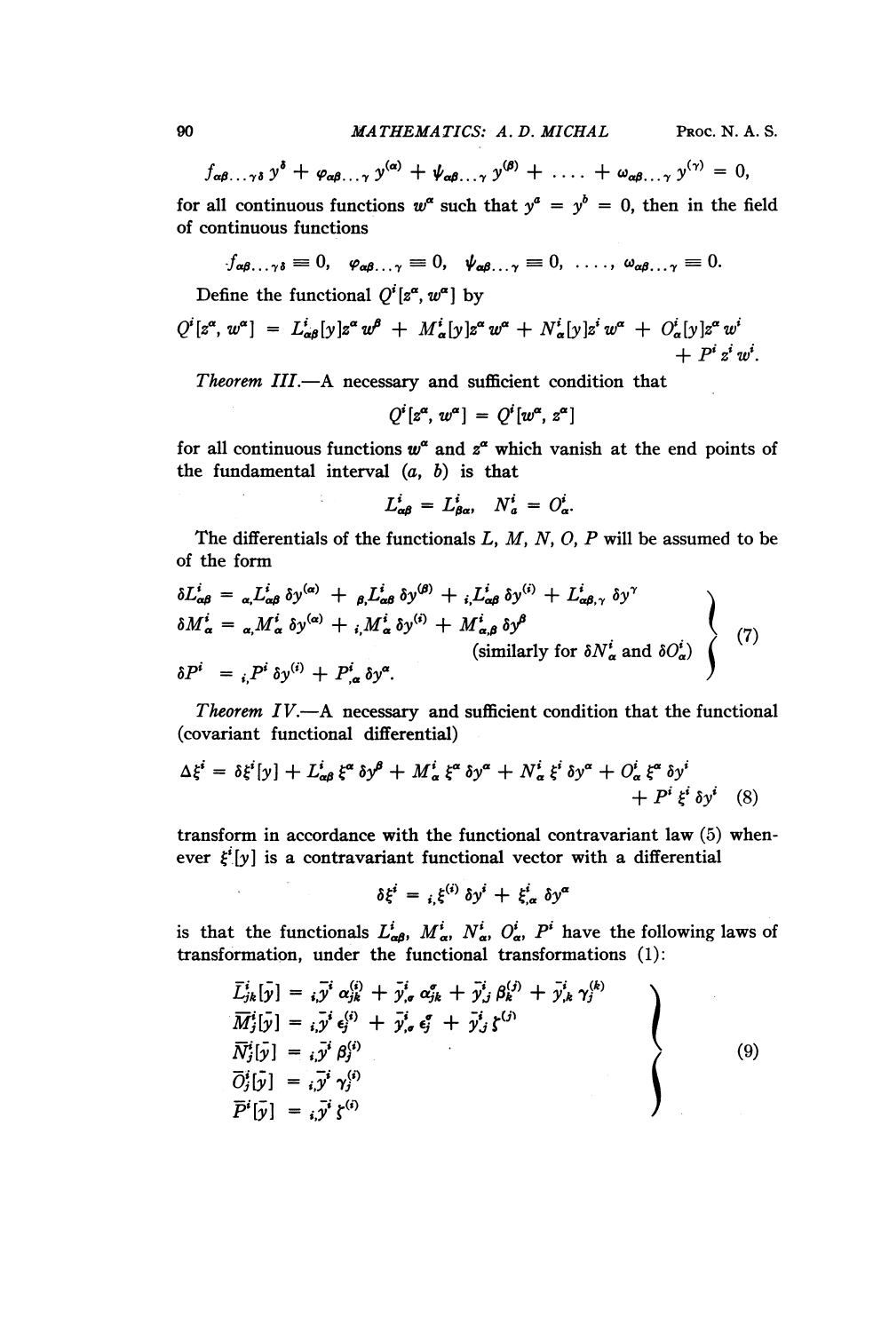$$f_{\alpha\beta\ldots\gamma\delta}\, y^{\delta} + \varphi_{\alpha\beta\ldots\gamma}\, y^{(\alpha)} + \psi_{\alpha\beta\ldots\gamma}\, y^{(\beta)} + \ldots + \omega_{\alpha\beta\ldots\gamma}\, y^{(\gamma)} = 0,$$

for all continuous functions $w^{\alpha}$ such that $y^{a} = y^{b} = 0$, then in the field of continuous functions

$$f_{\alpha\beta\ldots\gamma\delta} \equiv 0, \quad \varphi_{\alpha\beta\ldots\gamma} \equiv 0, \quad \psi_{\alpha\beta\ldots\gamma} \equiv 0, \quad \ldots, \quad \omega_{\alpha\beta\ldots\gamma} \equiv 0.$$

Define the functional $Q^{i}[z^{\alpha}, w^{\alpha}]$ by

$$Q^{i}[z^{\alpha}, w^{\alpha}] = L^{i}_{\alpha\beta}[y] z^{\alpha} w^{\beta} + M^{i}_{\alpha}[y] z^{\alpha} w^{\alpha} + N^{i}_{\alpha}[y] z^{i} w^{\alpha} + O^{i}_{\alpha}[y] z^{\alpha} w^{i} + P^{i} z^{i} w^{i}.$$

*Theorem III.*—A necessary and sufficient condition that

$$Q^{i}[z^{\alpha}, w^{\alpha}] = Q^{i}[w^{\alpha}, z^{\alpha}]$$

for all continuous functions $w^{\alpha}$ and $z^{\alpha}$ which vanish at the end points of the fundamental interval $(a, b)$ is that

$$L^{i}_{\alpha\beta} = L^{i}_{\beta\alpha}, \quad N^{i}_{a} = O^{i}_{\alpha}.$$

The differentials of the functionals $L, M, N, O, P$ will be assumed to be of the form

$$\left.\begin{aligned} \delta L^{i}_{\alpha\beta} &= {}_{\alpha,}L^{i}_{\alpha\beta}\, \delta y^{(\alpha)} + {}_{\beta,}L^{i}_{\alpha\beta}\, \delta y^{(\beta)} + {}_{i,}L^{i}_{\alpha\beta}\, \delta y^{(i)} + L^{i}_{\alpha\beta,\gamma}\, \delta y^{\gamma} \\ \delta M^{i}_{\alpha} &= {}_{\alpha,}M^{i}_{\alpha}\, \delta y^{(\alpha)} + {}_{i,}M^{i}_{\alpha}\, \delta y^{(i)} + M^{i}_{\alpha,\beta}\, \delta y^{\beta} \\ &\qquad\qquad (\text{similarly for } \delta N^{i}_{\alpha} \text{ and } \delta O^{i}_{\alpha}) \\ \delta P^{i} &= {}_{i,}P^{i}\, \delta y^{(i)} + P^{i}_{,\alpha}\, \delta y^{\alpha}. \end{aligned}\right\} \quad (7)$$

*Theorem IV.*—A necessary and sufficient condition that the functional (covariant functional differential)

$$\Delta\xi^{i} = \delta\xi^{i}[y] + L^{i}_{\alpha\beta}\, \xi^{\alpha}\, \delta y^{\beta} + M^{i}_{\alpha}\, \xi^{\alpha}\, \delta y^{\alpha} + N^{i}_{\alpha}\, \xi^{i}\, \delta y^{\alpha} + O^{i}_{\alpha}\, \xi^{\alpha}\, \delta y^{i} + P^{i}\, \xi^{i}\, \delta y^{i} \quad (8)$$

transform in accordance with the functional contravariant law (5) whenever $\xi^{i}[y]$ is a contravariant functional vector with a differential

$$\delta\xi^{i} = {}_{i,}\xi^{(i)}\, \delta y^{i} + \xi^{i}_{,\alpha}\, \delta y^{\alpha}$$

is that the functionals $L^{i}_{\alpha\beta}$, $M^{i}_{\alpha}$, $N^{i}_{\alpha}$, $O^{i}_{\alpha}$, $P^{i}$ have the following laws of transformation, under the functional transformations (1):

$$\left.\begin{aligned} \bar{L}^{i}_{jk}[\bar{y}] &= {}_{i,}\bar{y}^{i}\, \alpha^{(i)}_{jk} + \bar{y}^{i}_{,\sigma}\, \alpha^{\sigma}_{jk} + \bar{y}^{i}_{,j}\, \beta^{(j)}_{k} + \bar{y}^{i}_{,k}\, \gamma^{(k)}_{j} \\ \bar{M}^{i}_{j}[\bar{y}] &= {}_{i,}\bar{y}^{i}\, \epsilon^{(i)}_{j} + \bar{y}^{i}_{,\sigma}\, \epsilon^{\sigma}_{j} + \bar{y}^{i}_{,j}\, \zeta^{(j)} \\ \bar{N}^{i}_{j}[\bar{y}] &= {}_{i,}\bar{y}^{i}\, \beta^{(i)}_{j} \\ \bar{O}^{i}_{j}[\bar{y}] &= {}_{i,}\bar{y}^{i}\, \gamma^{(i)}_{j} \\ \bar{P}^{i}[\bar{y}] &= {}_{i,}\bar{y}^{i}\, \zeta^{(i)} \end{aligned}\right\} \quad (9)$$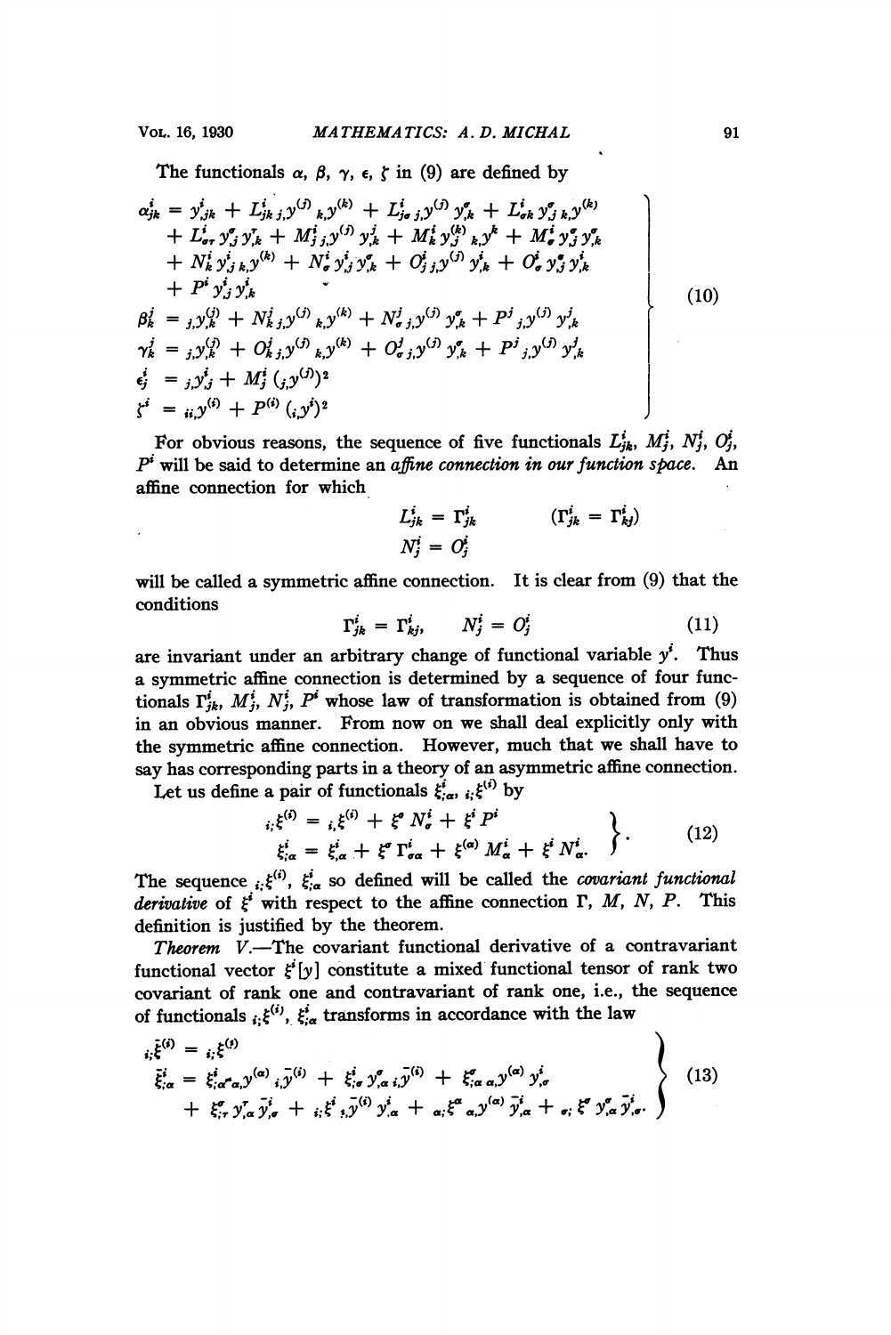The functionals $\alpha$, $\beta$, $\gamma$, $\epsilon$, $\zeta$ in (9) are defined by

$$
\left.
\begin{aligned}
\alpha^i_{jk} &= y^i_{,jk} + L^i_{jk\,j,}y^{(j)}{}_{k,}y^{(k)} + L^i_{j\sigma\,j,}y^{(j)}\,y^\sigma_{,k} + L^i_{\sigma k}\,y^\sigma_{,j\,k,}y^{(k)} \\
&\quad + L^i_{\sigma\tau}\,y^\sigma_{,j}\,y^\tau_{,k} + M^i_{j\,j,}y^{(j)}\,y^j_{,k} + M^i_k\,y^{(k)}_{,j}\,{}_{k,}y^k + M^i_\sigma\,y^\sigma_{,j}\,y^\sigma_{,k} \\
&\quad + N^i_k\,y^i_{,j\,k,}y^{(k)} + N^i_\sigma\,y^i_{,j}\,y^\sigma_{,k} + O^i_{j\,j,}y^{(j)}\,y^i_{,k} + O^i_\sigma\,y^\sigma_{,j}\,y^i_{,k} \\
&\quad + P^i\,y^i_{,j}\,y^i_{,k} \\
\beta^j_k &= {}_{j,}y^{(j)}_{,k} + N^j_{k\,j,}y^{(j)}{}_{k,}y^{(k)} + N^j_{\sigma\,j,}y^{(j)}\,y^\sigma_{,k} + P^j{}_{j,}y^{(j)}\,y^j_{,k} \\
\gamma^j_k &= {}_{j,}y^{(j)}_{,k} + O^j_{k\,j,}y^{(j)}{}_{k,}y^{(k)} + O^j_{\sigma\,j,}y^{(j)}\,y^\sigma_{,k} + P^j{}_{j,}y^{(j)}\,y^j_{,k} \\
\epsilon^i_j &= {}_{j,}y^i_{,j} + M^i_j\,({}_{j,}y^{(j)})^2 \\
\zeta^i &= {}_{ii,}y^{(i)} + P^{(i)}\,({}_{i,}y^i)^2
\end{aligned}
\right\}
\qquad (10)
$$

For obvious reasons, the sequence of five functionals $L^i_{jk}$, $M^i_j$, $N^i_j$, $O^i_j$, $P^i$ will be said to determine an *affine connection in our function space*. An affine connection for which

$$L^i_{jk} = \Gamma^i_{jk} \qquad (\Gamma^i_{jk} = \Gamma^i_{kj})$$
$$N^i_j = O^i_j$$

will be called a symmetric affine connection. It is clear from (9) that the conditions

$$\Gamma^i_{jk} = \Gamma^i_{kj}, \qquad N^i_j = O^i_j \qquad (11)$$

are invariant under an arbitrary change of functional variable $y^i$. Thus a symmetric affine connection is determined by a sequence of four functionals $\Gamma^i_{jk}$, $M^i_j$, $N^i_j$, $P^i$ whose law of transformation is obtained from (9) in an obvious manner. From now on we shall deal explicitly only with the symmetric affine connection. However, much that we shall have to say has corresponding parts in a theory of an asymmetric affine connection.

Let us define a pair of functionals $\xi^i_{;\alpha}$, ${}_{i;}\xi^{(i)}$ by

$$
\left.
\begin{aligned}
{}_{i;}\xi^{(i)} &= {}_{i,}\xi^{(i)} + \xi^\sigma\,N^i_\sigma + \xi^i\,P^i \\
\xi^i_{;\alpha} &= \xi^i_{,\alpha} + \xi^\sigma\,\Gamma^i_{\sigma\alpha} + \xi^{(\alpha)}\,M^i_\alpha + \xi^i\,N^i_\alpha.
\end{aligned}
\right\}. \qquad (12)
$$

The sequence ${}_{i;}\xi^{(i)}$, $\xi^i_{;\alpha}$ so defined will be called the *covariant functional derivative* of $\xi^i$ with respect to the affine connection $\Gamma$, $M$, $N$, $P$. This definition is justified by the theorem.

*Theorem V.*—The covariant functional derivative of a contravariant functional vector $\xi^i[y]$ constitute a mixed functional tensor of rank two covariant of rank one and contravariant of rank one, i.e., the sequence of functionals ${}_{i;}\xi^{(i)}$, $\xi^i_{;\alpha}$ transforms in accordance with the law

$$
\left.
\begin{aligned}
{}_{i;}\bar{\xi}^{(i)} &= {}_{i;}\xi^{(i)} \\
\bar{\xi}^i_{;\alpha} &= \xi^i_{;\alpha}\,{}_{\alpha,}y^{(\alpha)}\,{}_{i,}\bar{y}^{(i)} + \xi^i_{;\sigma}\,y^\sigma_{,\alpha}\,{}_{i,}\bar{y}^{(i)} + \xi^\sigma_{;\alpha}\,{}_{\alpha,}y^{(\alpha)}\,y^i_{,\sigma} \\
&\quad + \xi^\sigma_{;\tau}\,y^\tau_{,\alpha}\,\bar{y}^i_{,\sigma} + {}_{i;}\xi^i\,{}_{i,}\bar{y}^{(i)}\,y^i_{,\alpha} + {}_{\alpha;}\xi^\sigma\,{}_{\alpha,}y^{(\alpha)}\,\bar{y}^i_{,\alpha} + {}_{\sigma;}\xi^\sigma\,y^\sigma_{,\alpha}\,\bar{y}^i_{,\sigma}.
\end{aligned}
\right\}
\qquad (13)
$$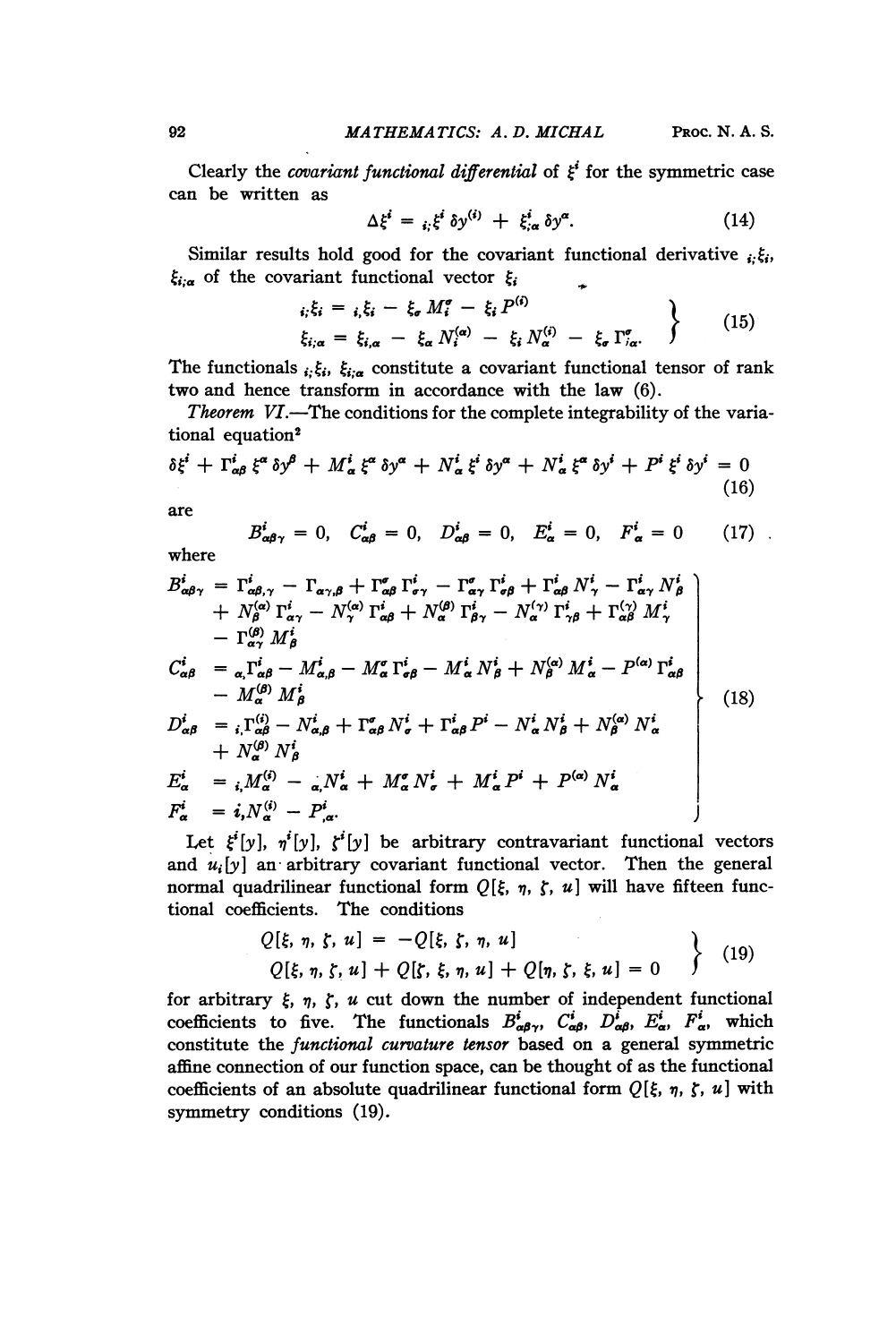Clearly the *covariant functional differential* of $\xi^i$ for the symmetric case can be written as

$$\Delta \xi^i = {}_{i;}\xi^i \, \delta y^{(i)} + \xi^i_{;\alpha} \, \delta y^\alpha. \tag{14}$$

Similar results hold good for the covariant functional derivative ${}_{i;}\xi_i$, $\xi_{i;\alpha}$ of the covariant functional vector $\xi_i$

$$\left.\begin{aligned} {}_{i;}\xi_i &= {}_{i,}\xi_i - \xi_\sigma M^\sigma_i - \xi_i P^{(i)} \\ \xi_{i;\alpha} &= \xi_{i,\alpha} - \xi_\alpha N^{(\alpha)}_i - \xi_i N^{(i)}_\alpha - \xi_\sigma \Gamma^\sigma_{i\alpha}. \end{aligned}\right\} \tag{15}$$

The functionals ${}_{i;}\xi_i$, $\xi_{i;\alpha}$ constitute a covariant functional tensor of rank two and hence transform in accordance with the law (6).

*Theorem VI.*—The conditions for the complete integrability of the variational equation[2]

$$\delta\xi^i + \Gamma^i_{\alpha\beta}\, \xi^\alpha \, \delta y^\beta + M^i_\alpha \, \xi^\alpha \, \delta y^\alpha + N^i_\alpha \, \xi^i \, \delta y^\alpha + N^i_\alpha \, \xi^\alpha \, \delta y^i + P^i \, \xi^i \, \delta y^i = 0 \tag{16}$$

are

$$B^i_{\alpha\beta\gamma} = 0, \quad C^i_{\alpha\beta} = 0, \quad D^i_{\alpha\beta} = 0, \quad E^i_\alpha = 0, \quad F^i_\alpha = 0 \tag{17}$$

where

$$\left.\begin{aligned} B^i_{\alpha\beta\gamma} &= \Gamma^i_{\alpha\beta,\gamma} - \Gamma_{\alpha\gamma,\beta} + \Gamma^\sigma_{\alpha\beta}\Gamma^i_{\sigma\gamma} - \Gamma^\sigma_{\alpha\gamma}\Gamma^i_{\sigma\beta} + \Gamma^i_{\alpha\beta}N^i_\gamma - \Gamma^i_{\alpha\gamma}N^i_\beta \\ &\quad + N^{(\alpha)}_\beta \Gamma^i_{\alpha\gamma} - N^{(\alpha)}_\gamma \Gamma^i_{\alpha\beta} + N^{(\beta)}_\alpha \Gamma^i_{\beta\gamma} - N^{(\gamma)}_\alpha \Gamma^i_{\gamma\beta} + \Gamma^{(\gamma)}_{\alpha\beta} M^i_\gamma \\ &\quad - \Gamma^{(\beta)}_{\alpha\gamma} M^i_\beta \\ C^i_{\alpha\beta} &= {}_{\alpha,}\Gamma^i_{\alpha\beta} - M^i_{\alpha,\beta} - M^\sigma_\alpha \Gamma^i_{\sigma\beta} - M^i_\alpha N^i_\beta + N^{(\alpha)}_\beta M^i_\alpha - P^{(\alpha)}\Gamma^i_{\alpha\beta} \\ &\quad - M^{(\beta)}_\alpha M^i_\beta \\ D^i_{\alpha\beta} &= {}_{i,}\Gamma^{(i)}_{\alpha\beta} - N^i_{\alpha,\beta} + \Gamma^\sigma_{\alpha\beta} N^i_\sigma + \Gamma^i_{\alpha\beta} P^i - N^i_\alpha N^i_\beta + N^{(\alpha)}_\beta N^i_\alpha \\ &\quad + N^{(\beta)}_\alpha N^i_\beta \\ E^i_\alpha &= {}_{i,}M^{(i)}_\alpha - {}_{\alpha,}N^i_\alpha + M^\sigma_\alpha N^i_\sigma + M^i_\alpha P^i + P^{(\alpha)} N^i_\alpha \\ F^i_\alpha &= {}_{i,}N^{(i)}_\alpha - P^i_{,\alpha}. \end{aligned}\right\} \tag{18}$$

Let $\xi^i[y]$, $\eta^i[y]$, $\zeta^i[y]$ be arbitrary contravariant functional vectors and $u_i[y]$ an arbitrary covariant functional vector. Then the general normal quadrilinear functional form $Q[\xi, \eta, \zeta, u]$ will have fifteen functional coefficients. The conditions

$$\left.\begin{aligned} Q[\xi, \eta, \zeta, u] &= -Q[\xi, \zeta, \eta, u] \\ Q[\xi, \eta, \zeta, u] + Q[\zeta, \xi, \eta, u] &+ Q[\eta, \zeta, \xi, u] = 0 \end{aligned}\right\} \tag{19}$$

for arbitrary $\xi$, $\eta$, $\zeta$, $u$ cut down the number of independent functional coefficients to five. The functionals $B^i_{\alpha\beta\gamma}$, $C^i_{\alpha\beta}$, $D^i_{\alpha\beta}$, $E^i_\alpha$, $F^i_\alpha$, which constitute the *functional curvature tensor* based on a general symmetric affine connection of our function space, can be thought of as the functional coefficients of an absolute quadrilinear functional form $Q[\xi, \eta, \zeta, u]$ with symmetry conditions (19).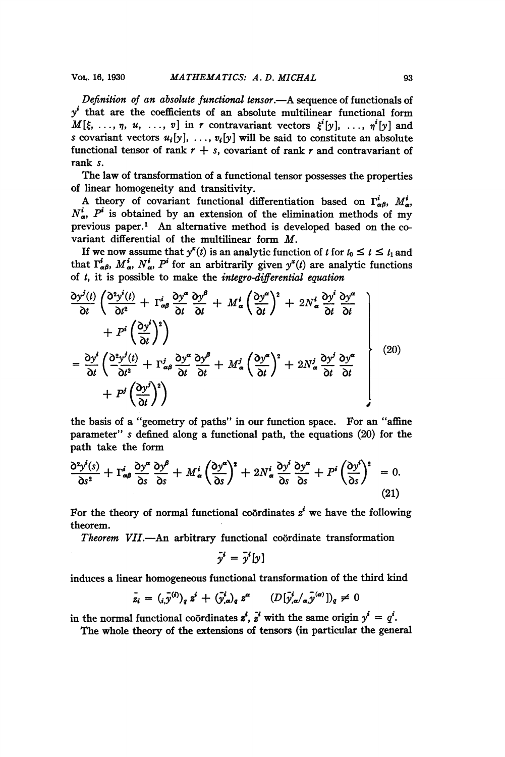*Definition of an absolute functional tensor*.—A sequence of functionals of $y^i$ that are the coefficients of an absolute multilinear functional form $M[\xi, \ldots, \eta, u, \ldots, v]$ in $r$ contravariant vectors $\xi^i[y], \ldots, \eta^i[y]$ and $s$ covariant vectors $u_i[y], \ldots, v_i[y]$ will be said to constitute an absolute functional tensor of rank $r + s$, covariant of rank $r$ and contravariant of rank $s$.

The law of transformation of a functional tensor possesses the properties of linear homogeneity and transitivity.

A theory of covariant functional differentiation based on $\Gamma^i_{\alpha\beta}$, $M^i_\alpha$, $N^i_\alpha$, $P^i$ is obtained by an extension of the elimination methods of my previous paper.[1] An alternative method is developed based on the covariant differential of the multilinear form $M$.

If we now assume that $y^x(t)$ is an analytic function of $t$ for $t_0 \leq t \leq t_1$ and that $\Gamma^i_{\alpha\beta}$, $M^i_\alpha$, $N^i_\alpha$, $P^i$ for an arbitrarily given $y^x(t)$ are analytic functions of $t$, it is possible to make the *integro-differential equation*

$$
\left.
\begin{aligned}
&\frac{\partial y^j(t)}{\partial t}\left(\frac{\partial^2 y^i(t)}{\partial t^2} + \Gamma^i_{\alpha\beta}\frac{\partial y^\alpha}{\partial t}\frac{\partial y^\beta}{\partial t} + M^i_\alpha\left(\frac{\partial y^\alpha}{\partial t}\right)^2 + 2N^i_\alpha\frac{\partial y^i}{\partial t}\frac{\partial y^\alpha}{\partial t}\right. \\
&\qquad \left. + P^i\left(\frac{\partial y^i}{\partial t}\right)^2\right) \\
&= \frac{\partial y^i}{\partial t}\left(\frac{\partial^2 y^j(t)}{\partial t^2} + \Gamma^j_{\alpha\beta}\frac{\partial y^\alpha}{\partial t}\frac{\partial y^\beta}{\partial t} + M^j_\alpha\left(\frac{\partial y^\alpha}{\partial t}\right)^2 + 2N^j_\alpha\frac{\partial y^j}{\partial t}\frac{\partial y^\alpha}{\partial t}\right. \\
&\qquad \left. + P^j\left(\frac{\partial y^j}{\partial t}\right)^2\right)
\end{aligned}
\right\} \tag{20}
$$

the basis of a "geometry of paths" in our function space. For an "affine parameter" $s$ defined along a functional path, the equations (20) for the path take the form

$$
\frac{\partial^2 y^i(s)}{\partial s^2} + \Gamma^i_{\alpha\beta}\frac{\partial y^\alpha}{\partial s}\frac{\partial y^\beta}{\partial s} + M^i_\alpha\left(\frac{\partial y^\alpha}{\partial s}\right)^2 + 2N^i_\alpha\frac{\partial y^i}{\partial s}\frac{\partial y^\alpha}{\partial s} + P^i\left(\frac{\partial y^i}{\partial s}\right)^2 = 0. \tag{21}
$$

For the theory of normal functional coördinates $z^i$ we have the following theorem.

*Theorem VII*.—An arbitrary functional coördinate transformation

$$
\bar{y}^i = \bar{y}^i[y]
$$

induces a linear homogeneous functional transformation of the third kind

$$
\bar{z}_i = ({}_i\bar{y}^{(i)})_q\, z^i + (\bar{y}^i_{,\alpha})_q\, z^\alpha \qquad (D[\bar{y}^i_{,\alpha}/{}_\alpha\bar{y}^{(\alpha)}])_q \neq 0
$$

in the normal functional coördinates $z^i$, $\bar{z}^i$ with the same origin $y^i = q^i$.

The whole theory of the extensions of tensors (in particular the general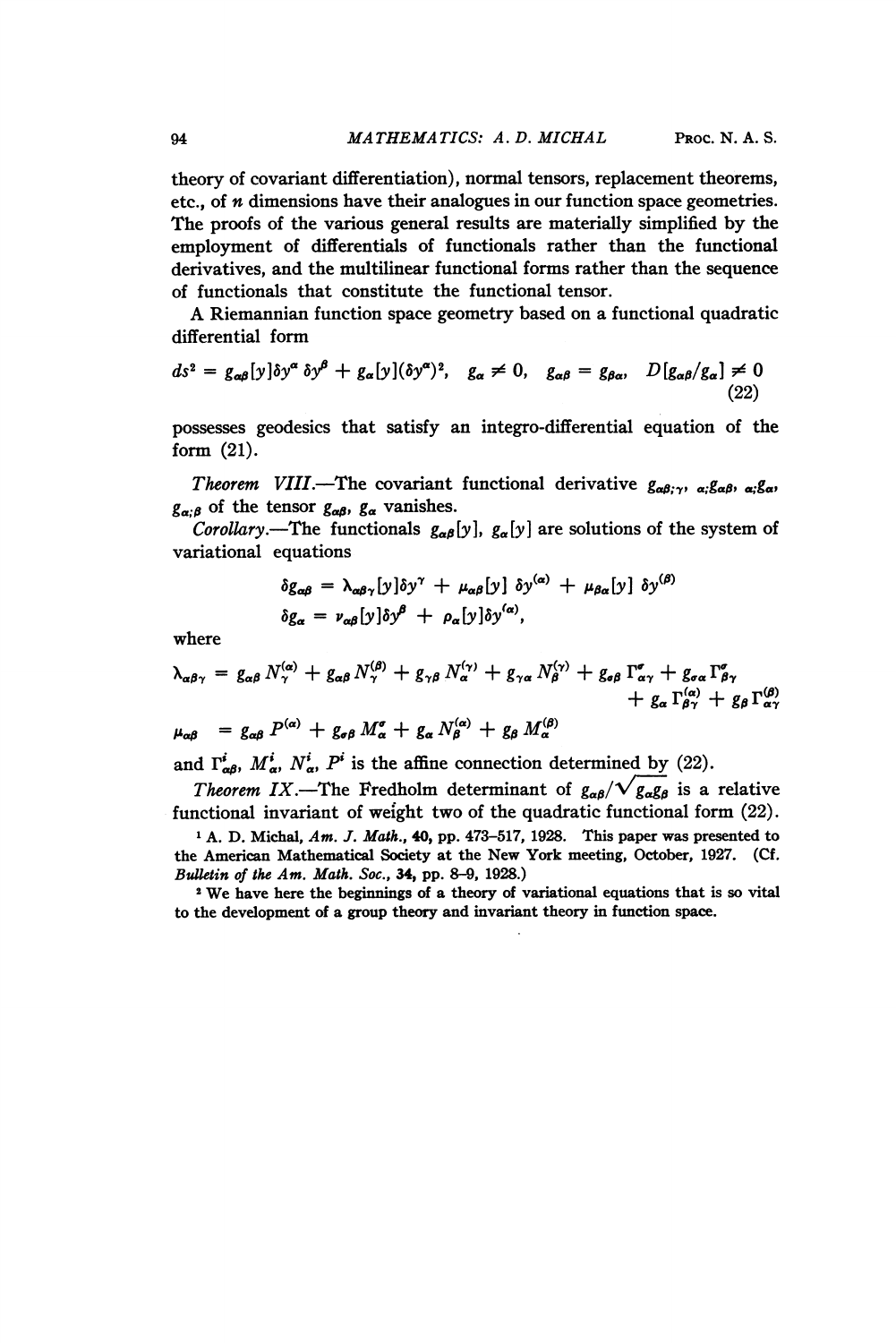theory of covariant differentiation), normal tensors, replacement theorems, etc., of $n$ dimensions have their analogues in our function space geometries. The proofs of the various general results are materially simplified by the employment of differentials of functionals rather than the functional derivatives, and the multilinear functional forms rather than the sequence of functionals that constitute the functional tensor.

A Riemannian function space geometry based on a functional quadratic differential form

$$ds^2 = g_{\alpha\beta}[y]\delta y^\alpha \delta y^\beta + g_\alpha[y](\delta y^\alpha)^2, \quad g_\alpha \neq 0, \quad g_{\alpha\beta} = g_{\beta\alpha}, \quad D[g_{\alpha\beta}/g_\alpha] \neq 0 \tag{22}$$

possesses geodesics that satisfy an integro-differential equation of the form (21).

*Theorem VIII*.—The covariant functional derivative $g_{\alpha\beta;\gamma}$, ${}_{\alpha;}g_{\alpha\beta}$, ${}_{\alpha;}g_\alpha$, $g_{\alpha;\beta}$ of the tensor $g_{\alpha\beta}$, $g_\alpha$ vanishes.

*Corollary*.—The functionals $g_{\alpha\beta}[y]$, $g_\alpha[y]$ are solutions of the system of variational equations

$$\delta g_{\alpha\beta} = \lambda_{\alpha\beta\gamma}[y]\delta y^\gamma + \mu_{\alpha\beta}[y]\, \delta y^{(\alpha)} + \mu_{\beta\alpha}[y]\, \delta y^{(\beta)}$$
$$\delta g_\alpha = \nu_{\alpha\beta}[y]\delta y^\beta + \rho_\alpha[y]\delta y^{(\alpha)},$$

where

$$\lambda_{\alpha\beta\gamma} = g_{\alpha\beta}\, N_\gamma^{(\alpha)} + g_{\alpha\beta} N_\gamma^{(\beta)} + g_{\gamma\beta}\, N_\alpha^{(\gamma)} + g_{\gamma\alpha}\, N_\beta^{(\gamma)} + g_{\sigma\beta}\, \Gamma^\sigma_{\alpha\gamma} + g_{\sigma\alpha}\, \Gamma^\sigma_{\beta\gamma} + g_\alpha\, \Gamma^{(\alpha)}_{\beta\gamma} + g_\beta\, \Gamma^{(\beta)}_{\alpha\gamma}$$

$$\mu_{\alpha\beta} = g_{\alpha\beta}\, P^{(\alpha)} + g_{\sigma\beta}\, M^\sigma_\alpha + g_\alpha\, N^{(\alpha)}_\beta + g_\beta\, M^{(\beta)}_\alpha$$

and $\Gamma^i_{\alpha\beta}$, $M^i_\alpha$, $N^i_\alpha$, $P^i$ is the affine connection determined by (22).

*Theorem IX*.—The Fredholm determinant of $g_{\alpha\beta}/\sqrt{g_\alpha g_\beta}$ is a relative functional invariant of weight two of the quadratic functional form (22).

[1] A. D. Michal, *Am. J. Math.*, **40**, pp. 473–517, 1928. This paper was presented to the American Mathematical Society at the New York meeting, October, 1927. (Cf. *Bulletin of the Am. Math. Soc.*, **34**, pp. 8–9, 1928.)

[2] We have here the beginnings of a theory of variational equations that is so vital to the development of a group theory and invariant theory in function space.